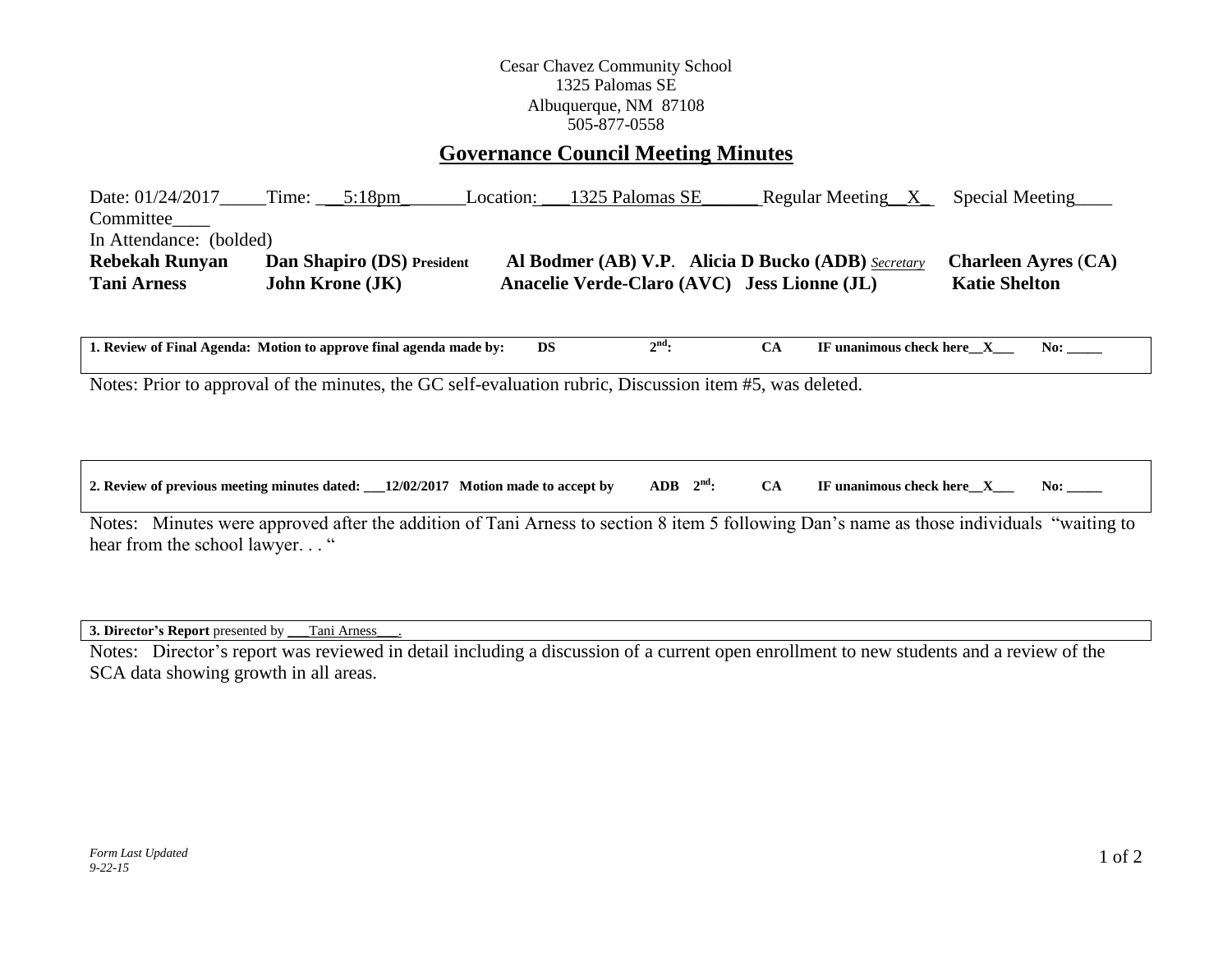Cesar Chavez Community School
1325 Palomas SE
Albuquerque, NM 87108
505-877-0558

# Governance Council Meeting Minutes

Date: 01/24/2017_____Time: ___5:18pm_______Location: ___1325 Palomas SE______ Regular Meeting__X_ Special Meeting____ Committee____

In Attendance: (bolded)

| | | | | |
|---|---|---|---|---|
| **Rebekah Runyan** | **Dan Shapiro (DS) President** | **Al Bodmer (AB) V.P.** | **Alicia D Bucko (ADB)** *Secretary* | **Charleen Ayres (CA)** |
| **Tani Arness** | **John Krone (JK)** | **Anacelie Verde-Claro (AVC)** | **Jess Lionne (JL)** | **Katie Shelton** |

**1. Review of Final Agenda: Motion to approve final agenda made by: DS 2nd: CA IF unanimous check here__X___ No: _____**

Notes: Prior to approval of the minutes, the GC self-evaluation rubric, Discussion item #5, was deleted.

**2. Review of previous meeting minutes dated: ___12/02/2017 Motion made to accept by ADB 2nd: CA IF unanimous check here__X___ No: _____**

Notes: Minutes were approved after the addition of Tani Arness to section 8 item 5 following Dan's name as those individuals "waiting to hear from the school lawyer. . . "

**3. Director's Report** presented by ___Tani Arness___.

Notes: Director's report was reviewed in detail including a discussion of a current open enrollment to new students and a review of the SCA data showing growth in all areas.

*Form Last Updated 9-22-15*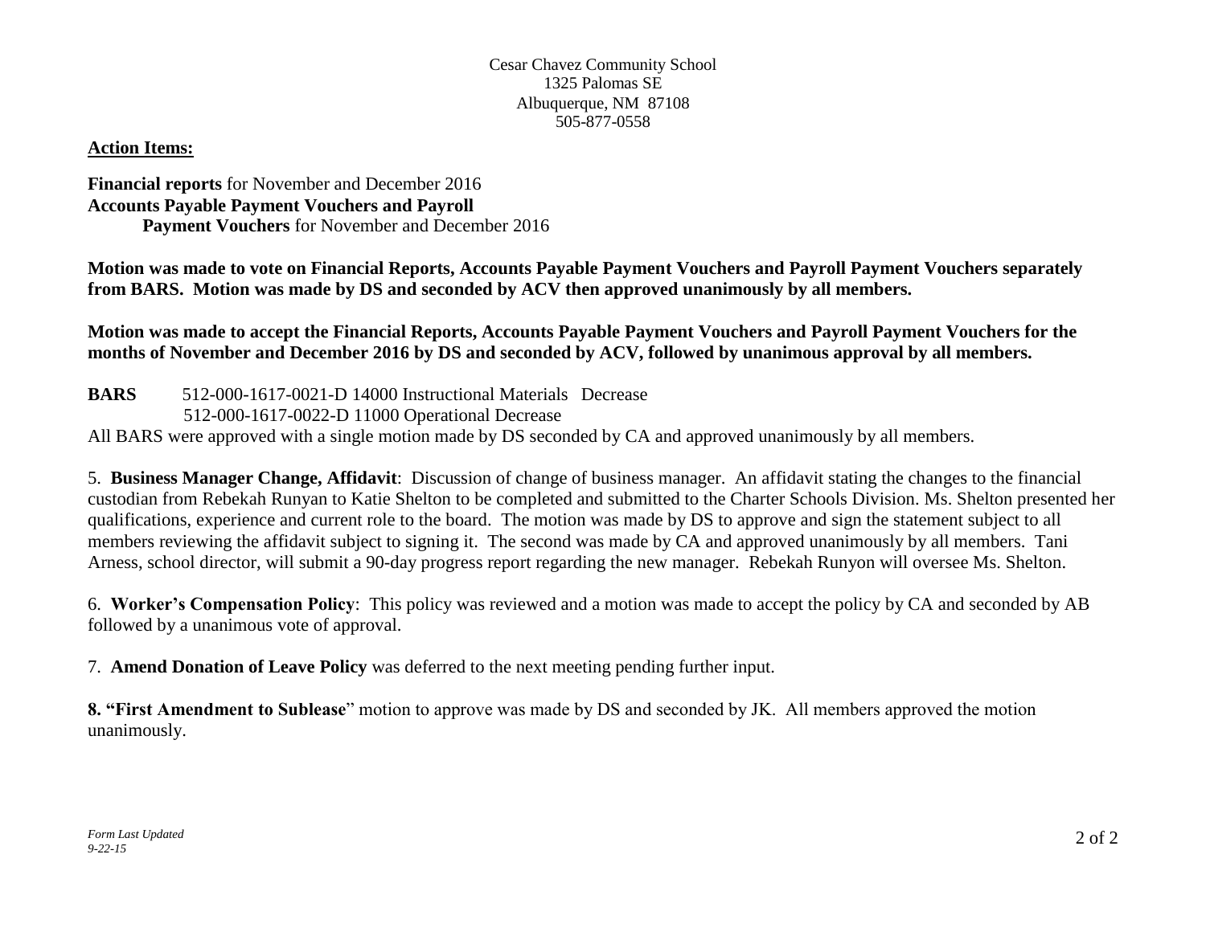Cesar Chavez Community School
1325 Palomas SE
Albuquerque, NM 87108
505-877-0558

**Action Items:**

**Financial reports** for November and December 2016
**Accounts Payable Payment Vouchers and Payroll Payment Vouchers** for November and December 2016

**Motion was made to vote on Financial Reports, Accounts Payable Payment Vouchers and Payroll Payment Vouchers separately from BARS. Motion was made by DS and seconded by ACV then approved unanimously by all members.**

**Motion was made to accept the Financial Reports, Accounts Payable Payment Vouchers and Payroll Payment Vouchers for the months of November and December 2016 by DS and seconded by ACV, followed by unanimous approval by all members.**

**BARS** 512-000-1617-0021-D 14000 Instructional Materials Decrease
512-000-1617-0022-D 11000 Operational Decrease

All BARS were approved with a single motion made by DS seconded by CA and approved unanimously by all members.

5. **Business Manager Change, Affidavit**: Discussion of change of business manager. An affidavit stating the changes to the financial custodian from Rebekah Runyan to Katie Shelton to be completed and submitted to the Charter Schools Division. Ms. Shelton presented her qualifications, experience and current role to the board. The motion was made by DS to approve and sign the statement subject to all members reviewing the affidavit subject to signing it. The second was made by CA and approved unanimously by all members. Tani Arness, school director, will submit a 90-day progress report regarding the new manager. Rebekah Runyon will oversee Ms. Shelton.

6. **Worker's Compensation Policy**: This policy was reviewed and a motion was made to accept the policy by CA and seconded by AB followed by a unanimous vote of approval.

7. **Amend Donation of Leave Policy** was deferred to the next meeting pending further input.

**8. "First Amendment to Sublease**" motion to approve was made by DS and seconded by JK. All members approved the motion unanimously.

*Form Last Updated 9-22-15*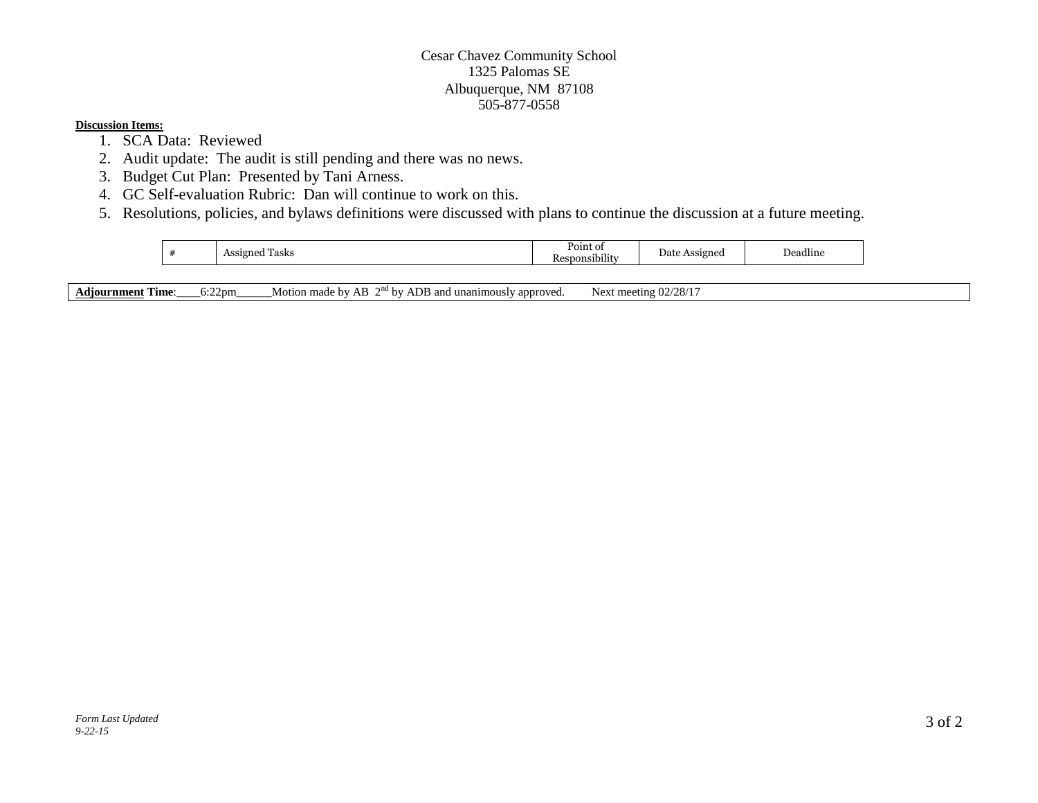Cesar Chavez Community School
1325 Palomas SE
Albuquerque, NM 87108
505-877-0558

**Discussion Items:**

1. SCA Data: Reviewed
2. Audit update: The audit is still pending and there was no news.
3. Budget Cut Plan: Presented by Tani Arness.
4. GC Self-evaluation Rubric: Dan will continue to work on this.
5. Resolutions, policies, and bylaws definitions were discussed with plans to continue the discussion at a future meeting.

| # | Assigned Tasks | Point of Responsibility | Date Assigned | Deadline |
|---|---|---|---|---|

**Adjournment Time**:____6:22pm______Motion made by AB 2nd by ADB and unanimously approved. Next meeting 02/28/17

*Form Last Updated 9-22-15*